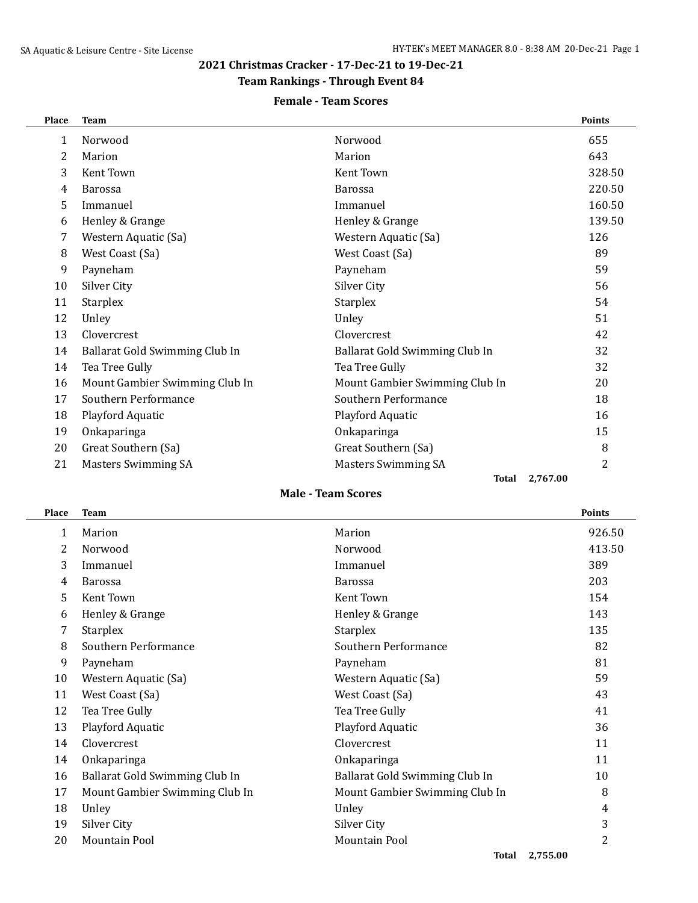## 2021 Christmas Cracker - 17-Dec-21 to 19-Dec-21

### Team Rankings - Through Event 84

#### Female - Team Scores

| Place | Team | | Points |
|---|---|---|---|
| 1 | Norwood | Norwood | 655 |
| 2 | Marion | Marion | 643 |
| 3 | Kent Town | Kent Town | 328.50 |
| 4 | Barossa | Barossa | 220.50 |
| 5 | Immanuel | Immanuel | 160.50 |
| 6 | Henley & Grange | Henley & Grange | 139.50 |
| 7 | Western Aquatic (Sa) | Western Aquatic (Sa) | 126 |
| 8 | West Coast (Sa) | West Coast (Sa) | 89 |
| 9 | Payneham | Payneham | 59 |
| 10 | Silver City | Silver City | 56 |
| 11 | Starplex | Starplex | 54 |
| 12 | Unley | Unley | 51 |
| 13 | Clovercrest | Clovercrest | 42 |
| 14 | Ballarat Gold Swimming Club In | Ballarat Gold Swimming Club In | 32 |
| 14 | Tea Tree Gully | Tea Tree Gully | 32 |
| 16 | Mount Gambier Swimming Club In | Mount Gambier Swimming Club In | 20 |
| 17 | Southern Performance | Southern Performance | 18 |
| 18 | Playford Aquatic | Playford Aquatic | 16 |
| 19 | Onkaparinga | Onkaparinga | 15 |
| 20 | Great Southern (Sa) | Great Southern (Sa) | 8 |
| 21 | Masters Swimming SA | Masters Swimming SA | 2 |
| | | Total | 2,767.00 |

#### Male - Team Scores

| Place | Team | | Points |
|---|---|---|---|
| 1 | Marion | Marion | 926.50 |
| 2 | Norwood | Norwood | 413.50 |
| 3 | Immanuel | Immanuel | 389 |
| 4 | Barossa | Barossa | 203 |
| 5 | Kent Town | Kent Town | 154 |
| 6 | Henley & Grange | Henley & Grange | 143 |
| 7 | Starplex | Starplex | 135 |
| 8 | Southern Performance | Southern Performance | 82 |
| 9 | Payneham | Payneham | 81 |
| 10 | Western Aquatic (Sa) | Western Aquatic (Sa) | 59 |
| 11 | West Coast (Sa) | West Coast (Sa) | 43 |
| 12 | Tea Tree Gully | Tea Tree Gully | 41 |
| 13 | Playford Aquatic | Playford Aquatic | 36 |
| 14 | Clovercrest | Clovercrest | 11 |
| 14 | Onkaparinga | Onkaparinga | 11 |
| 16 | Ballarat Gold Swimming Club In | Ballarat Gold Swimming Club In | 10 |
| 17 | Mount Gambier Swimming Club In | Mount Gambier Swimming Club In | 8 |
| 18 | Unley | Unley | 4 |
| 19 | Silver City | Silver City | 3 |
| 20 | Mountain Pool | Mountain Pool | 2 |
| | | Total | 2,755.00 |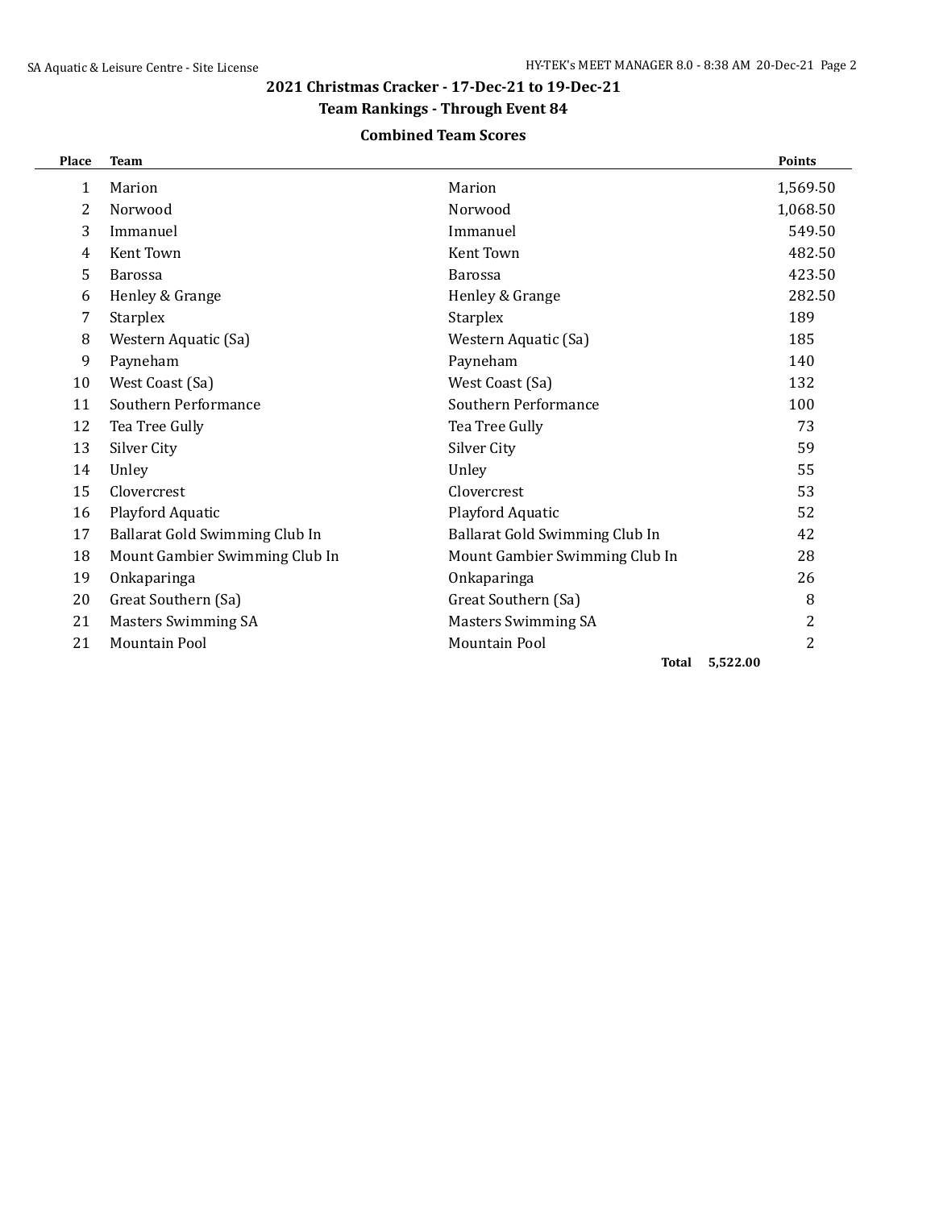## 2021 Christmas Cracker - 17-Dec-21 to 19-Dec-21

### Team Rankings - Through Event 84

### Combined Team Scores

| Place | Team | | Points |
|---|---|---|---|
| 1 | Marion | Marion | 1,569.50 |
| 2 | Norwood | Norwood | 1,068.50 |
| 3 | Immanuel | Immanuel | 549.50 |
| 4 | Kent Town | Kent Town | 482.50 |
| 5 | Barossa | Barossa | 423.50 |
| 6 | Henley & Grange | Henley & Grange | 282.50 |
| 7 | Starplex | Starplex | 189 |
| 8 | Western Aquatic (Sa) | Western Aquatic (Sa) | 185 |
| 9 | Payneham | Payneham | 140 |
| 10 | West Coast (Sa) | West Coast (Sa) | 132 |
| 11 | Southern Performance | Southern Performance | 100 |
| 12 | Tea Tree Gully | Tea Tree Gully | 73 |
| 13 | Silver City | Silver City | 59 |
| 14 | Unley | Unley | 55 |
| 15 | Clovercrest | Clovercrest | 53 |
| 16 | Playford Aquatic | Playford Aquatic | 52 |
| 17 | Ballarat Gold Swimming Club In | Ballarat Gold Swimming Club In | 42 |
| 18 | Mount Gambier Swimming Club In | Mount Gambier Swimming Club In | 28 |
| 19 | Onkaparinga | Onkaparinga | 26 |
| 20 | Great Southern (Sa) | Great Southern (Sa) | 8 |
| 21 | Masters Swimming SA | Masters Swimming SA | 2 |
| 21 | Mountain Pool | Mountain Pool | 2 |
| | | **Total** | **5,522.00** |